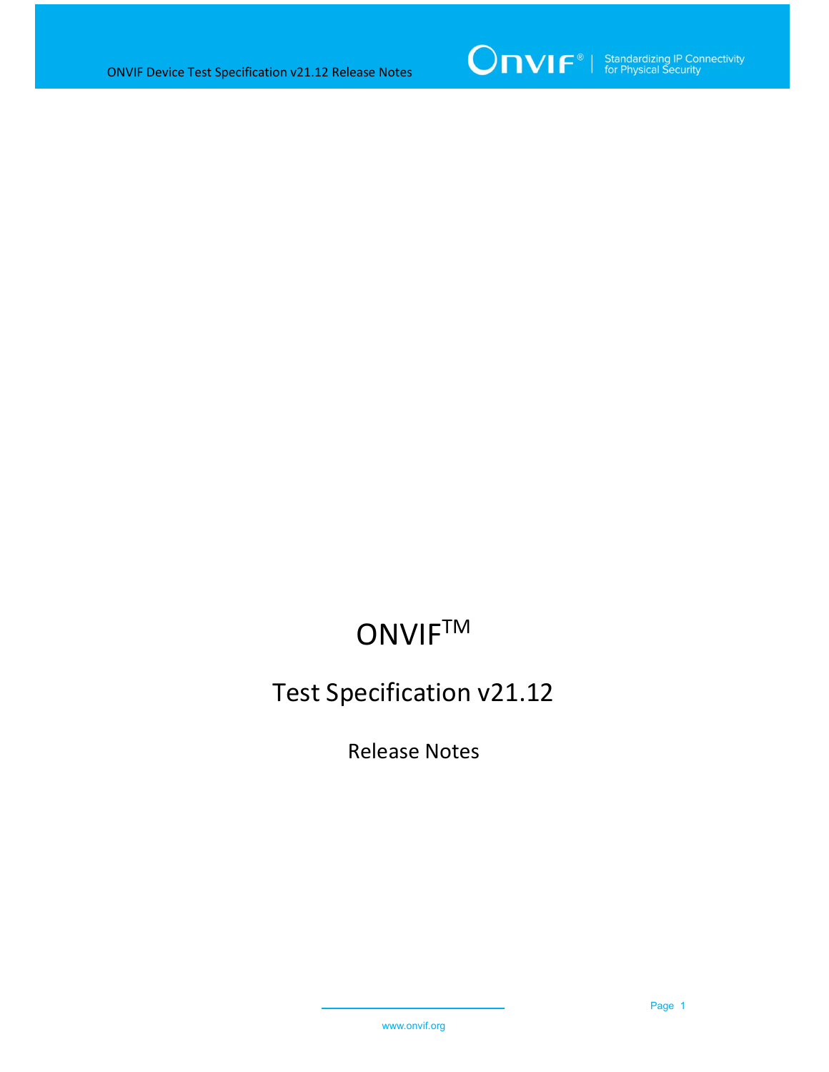# ONVIF™

## Test Specification v21.12

### Release Notes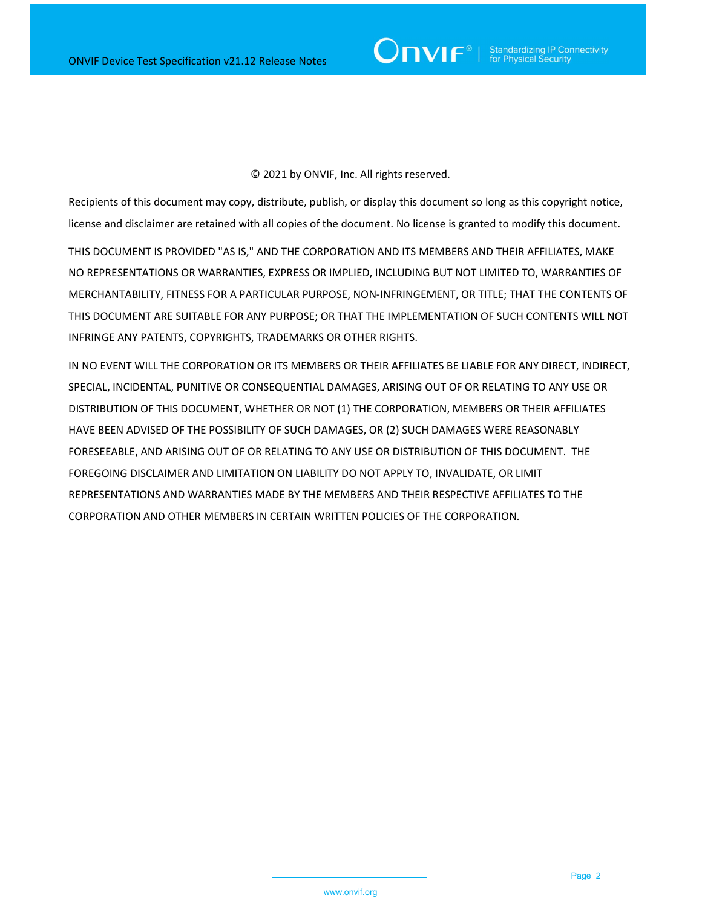© 2021 by ONVIF, Inc. All rights reserved.

Recipients of this document may copy, distribute, publish, or display this document so long as this copyright notice, license and disclaimer are retained with all copies of the document. No license is granted to modify this document.

THIS DOCUMENT IS PROVIDED "AS IS," AND THE CORPORATION AND ITS MEMBERS AND THEIR AFFILIATES, MAKE NO REPRESENTATIONS OR WARRANTIES, EXPRESS OR IMPLIED, INCLUDING BUT NOT LIMITED TO, WARRANTIES OF MERCHANTABILITY, FITNESS FOR A PARTICULAR PURPOSE, NON-INFRINGEMENT, OR TITLE; THAT THE CONTENTS OF THIS DOCUMENT ARE SUITABLE FOR ANY PURPOSE; OR THAT THE IMPLEMENTATION OF SUCH CONTENTS WILL NOT INFRINGE ANY PATENTS, COPYRIGHTS, TRADEMARKS OR OTHER RIGHTS.

IN NO EVENT WILL THE CORPORATION OR ITS MEMBERS OR THEIR AFFILIATES BE LIABLE FOR ANY DIRECT, INDIRECT, SPECIAL, INCIDENTAL, PUNITIVE OR CONSEQUENTIAL DAMAGES, ARISING OUT OF OR RELATING TO ANY USE OR DISTRIBUTION OF THIS DOCUMENT, WHETHER OR NOT (1) THE CORPORATION, MEMBERS OR THEIR AFFILIATES HAVE BEEN ADVISED OF THE POSSIBILITY OF SUCH DAMAGES, OR (2) SUCH DAMAGES WERE REASONABLY FORESEEABLE, AND ARISING OUT OF OR RELATING TO ANY USE OR DISTRIBUTION OF THIS DOCUMENT. THE FOREGOING DISCLAIMER AND LIMITATION ON LIABILITY DO NOT APPLY TO, INVALIDATE, OR LIMIT REPRESENTATIONS AND WARRANTIES MADE BY THE MEMBERS AND THEIR RESPECTIVE AFFILIATES TO THE CORPORATION AND OTHER MEMBERS IN CERTAIN WRITTEN POLICIES OF THE CORPORATION.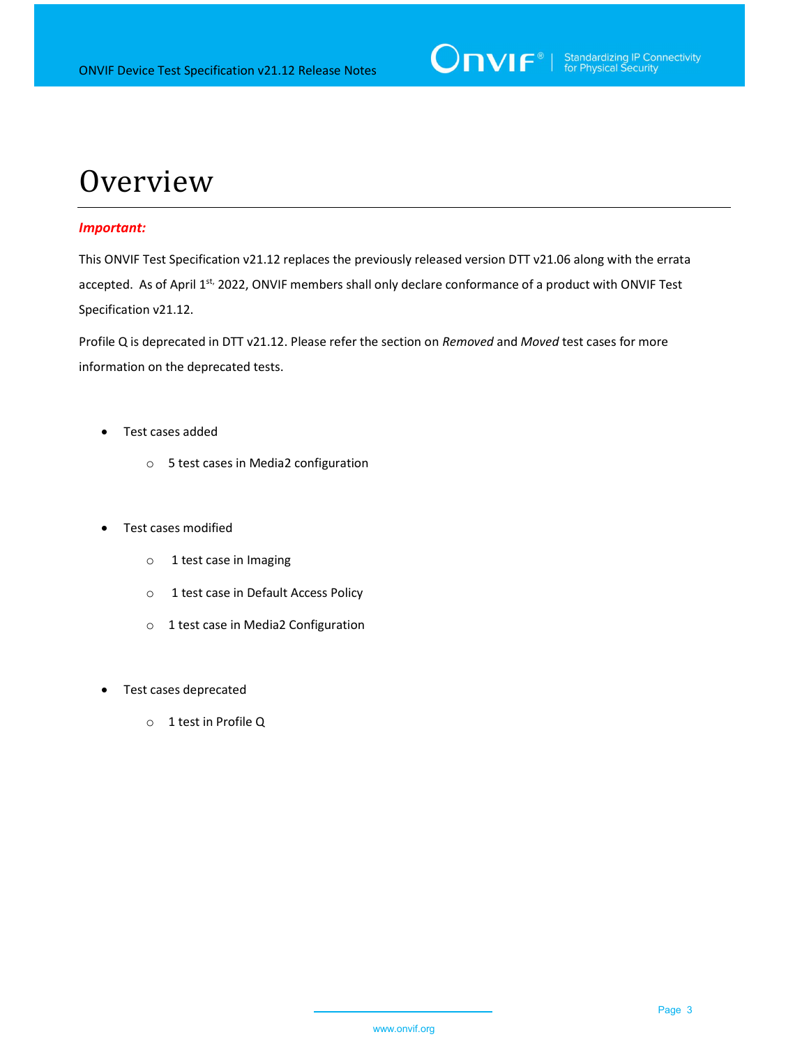# Overview

***Important:***

This ONVIF Test Specification v21.12 replaces the previously released version DTT v21.06 along with the errata accepted. As of April 1st, 2022, ONVIF members shall only declare conformance of a product with ONVIF Test Specification v21.12.

Profile Q is deprecated in DTT v21.12. Please refer the section on *Removed* and *Moved* test cases for more information on the deprecated tests.

- Test cases added
  - 5 test cases in Media2 configuration

- Test cases modified
  - 1 test case in Imaging
  - 1 test case in Default Access Policy
  - 1 test case in Media2 Configuration

- Test cases deprecated
  - 1 test in Profile Q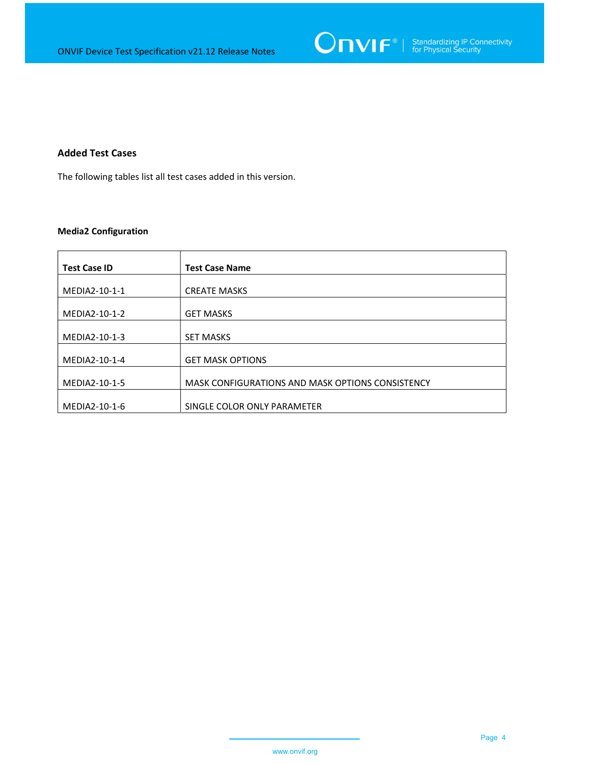## Added Test Cases

The following tables list all test cases added in this version.

### Media2 Configuration

| Test Case ID | Test Case Name |
|---|---|
| MEDIA2-10-1-1 | CREATE MASKS |
| MEDIA2-10-1-2 | GET MASKS |
| MEDIA2-10-1-3 | SET MASKS |
| MEDIA2-10-1-4 | GET MASK OPTIONS |
| MEDIA2-10-1-5 | MASK CONFIGURATIONS AND MASK OPTIONS CONSISTENCY |
| MEDIA2-10-1-6 | SINGLE COLOR ONLY PARAMETER |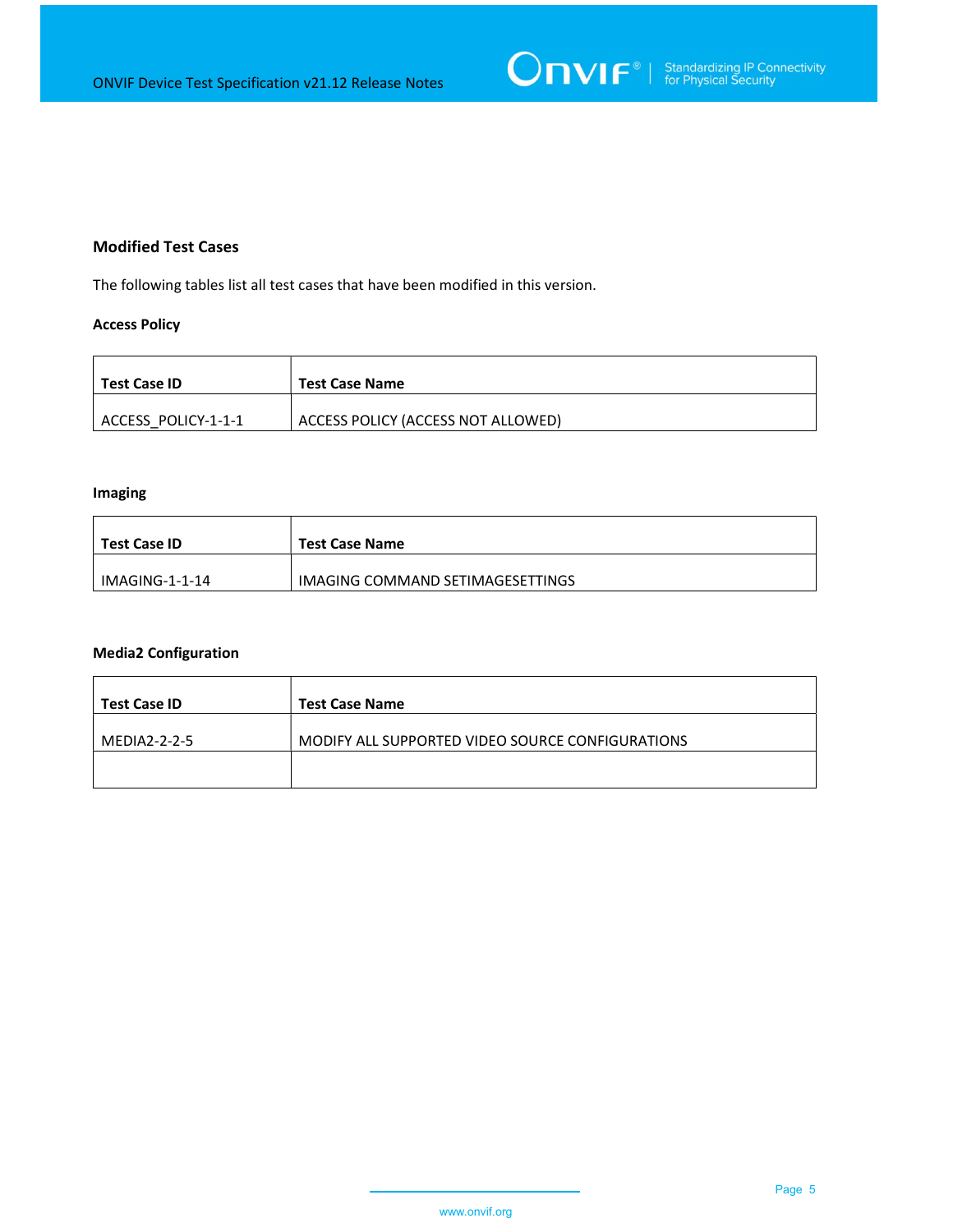## Modified Test Cases

The following tables list all test cases that have been modified in this version.

### Access Policy

| Test Case ID | Test Case Name |
|---|---|
| ACCESS_POLICY-1-1-1 | ACCESS POLICY (ACCESS NOT ALLOWED) |

### Imaging

| Test Case ID | Test Case Name |
|---|---|
| IMAGING-1-1-14 | IMAGING COMMAND SETIMAGESETTINGS |

### Media2 Configuration

| Test Case ID | Test Case Name |
|---|---|
| MEDIA2-2-2-5 | MODIFY ALL SUPPORTED VIDEO SOURCE CONFIGURATIONS |
| | |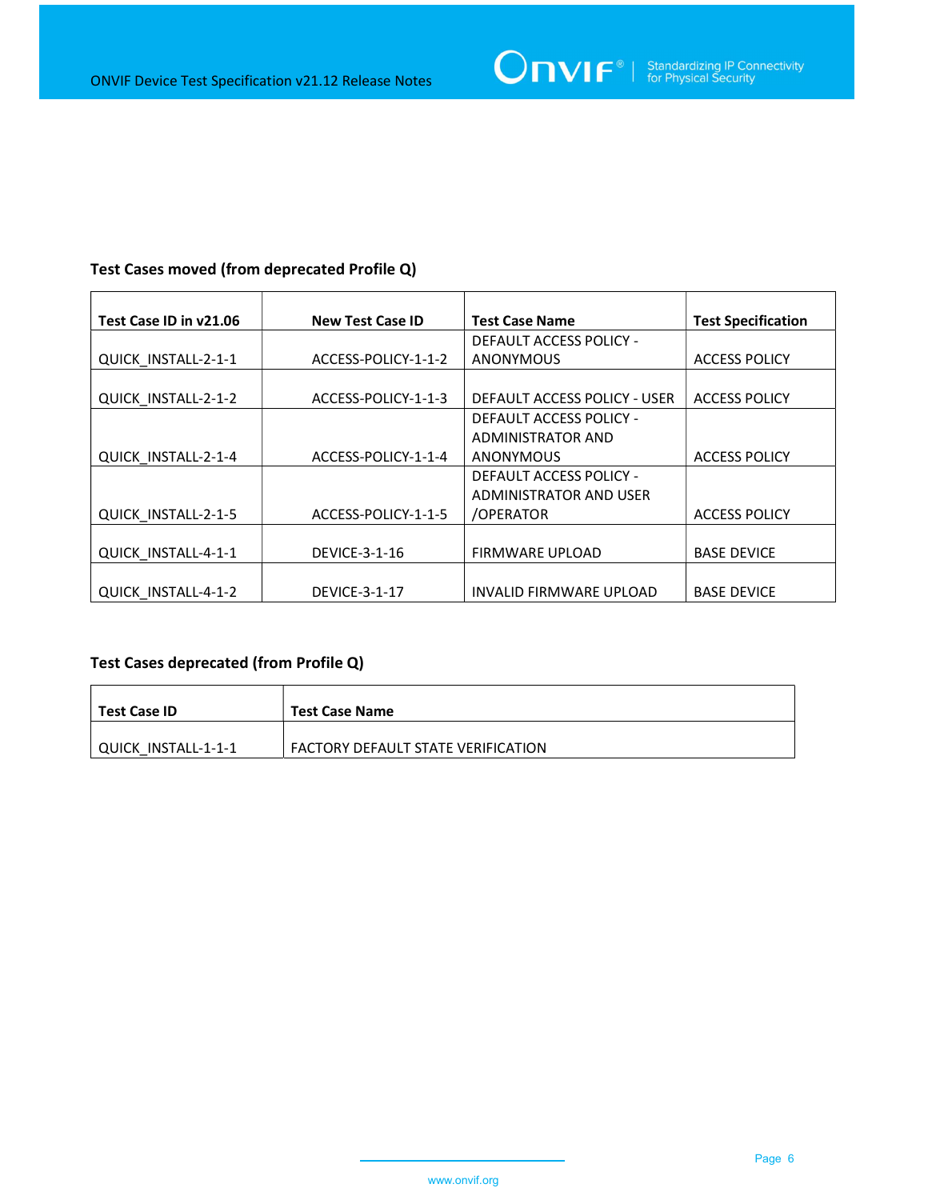### Test Cases moved (from deprecated Profile Q)

| Test Case ID in v21.06 | New Test Case ID | Test Case Name | Test Specification |
|---|---|---|---|
| QUICK_INSTALL-2-1-1 | ACCESS-POLICY-1-1-2 | DEFAULT ACCESS POLICY - ANONYMOUS | ACCESS POLICY |
| QUICK_INSTALL-2-1-2 | ACCESS-POLICY-1-1-3 | DEFAULT ACCESS POLICY - USER | ACCESS POLICY |
| QUICK_INSTALL-2-1-4 | ACCESS-POLICY-1-1-4 | DEFAULT ACCESS POLICY - ADMINISTRATOR AND ANONYMOUS | ACCESS POLICY |
| QUICK_INSTALL-2-1-5 | ACCESS-POLICY-1-1-5 | DEFAULT ACCESS POLICY - ADMINISTRATOR AND USER /OPERATOR | ACCESS POLICY |
| QUICK_INSTALL-4-1-1 | DEVICE-3-1-16 | FIRMWARE UPLOAD | BASE DEVICE |
| QUICK_INSTALL-4-1-2 | DEVICE-3-1-17 | INVALID FIRMWARE UPLOAD | BASE DEVICE |

### Test Cases deprecated (from Profile Q)

| Test Case ID | Test Case Name |
|---|---|
| QUICK_INSTALL-1-1-1 | FACTORY DEFAULT STATE VERIFICATION |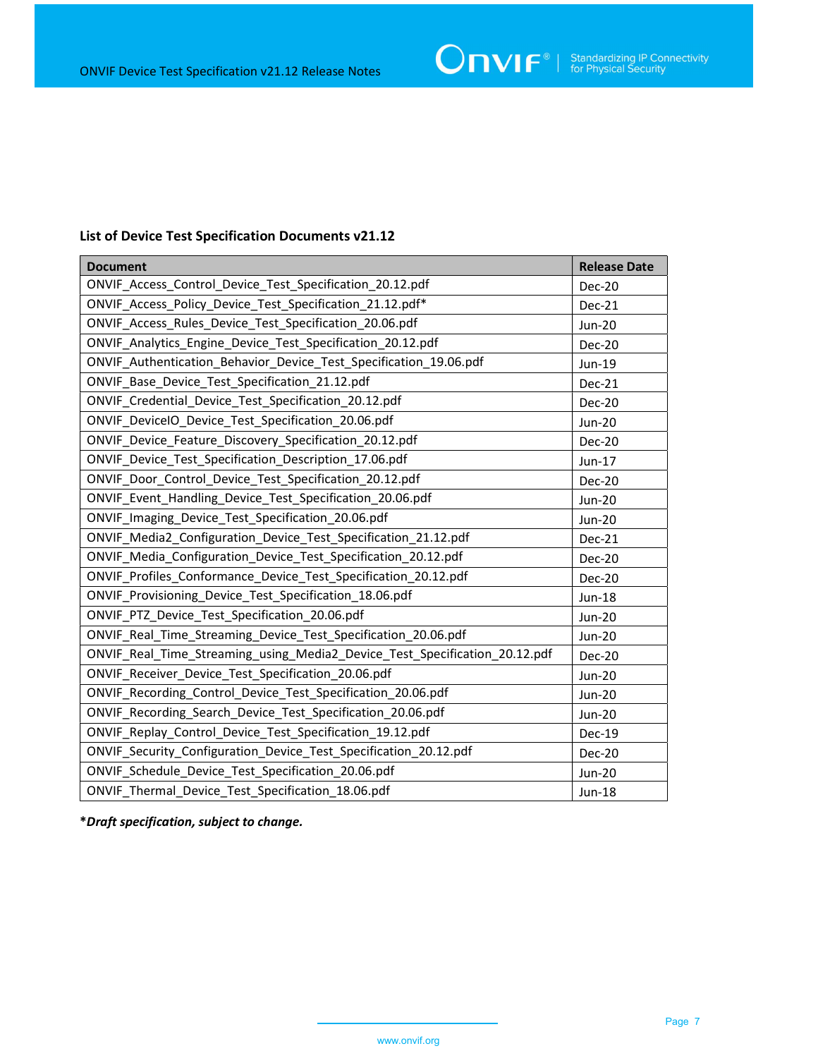**List of Device Test Specification Documents v21.12**

| Document | Release Date |
|---|---|
| ONVIF_Access_Control_Device_Test_Specification_20.12.pdf | Dec-20 |
| ONVIF_Access_Policy_Device_Test_Specification_21.12.pdf* | Dec-21 |
| ONVIF_Access_Rules_Device_Test_Specification_20.06.pdf | Jun-20 |
| ONVIF_Analytics_Engine_Device_Test_Specification_20.12.pdf | Dec-20 |
| ONVIF_Authentication_Behavior_Device_Test_Specification_19.06.pdf | Jun-19 |
| ONVIF_Base_Device_Test_Specification_21.12.pdf | Dec-21 |
| ONVIF_Credential_Device_Test_Specification_20.12.pdf | Dec-20 |
| ONVIF_DeviceIO_Device_Test_Specification_20.06.pdf | Jun-20 |
| ONVIF_Device_Feature_Discovery_Specification_20.12.pdf | Dec-20 |
| ONVIF_Device_Test_Specification_Description_17.06.pdf | Jun-17 |
| ONVIF_Door_Control_Device_Test_Specification_20.12.pdf | Dec-20 |
| ONVIF_Event_Handling_Device_Test_Specification_20.06.pdf | Jun-20 |
| ONVIF_Imaging_Device_Test_Specification_20.06.pdf | Jun-20 |
| ONVIF_Media2_Configuration_Device_Test_Specification_21.12.pdf | Dec-21 |
| ONVIF_Media_Configuration_Device_Test_Specification_20.12.pdf | Dec-20 |
| ONVIF_Profiles_Conformance_Device_Test_Specification_20.12.pdf | Dec-20 |
| ONVIF_Provisioning_Device_Test_Specification_18.06.pdf | Jun-18 |
| ONVIF_PTZ_Device_Test_Specification_20.06.pdf | Jun-20 |
| ONVIF_Real_Time_Streaming_Device_Test_Specification_20.06.pdf | Jun-20 |
| ONVIF_Real_Time_Streaming_using_Media2_Device_Test_Specification_20.12.pdf | Dec-20 |
| ONVIF_Receiver_Device_Test_Specification_20.06.pdf | Jun-20 |
| ONVIF_Recording_Control_Device_Test_Specification_20.06.pdf | Jun-20 |
| ONVIF_Recording_Search_Device_Test_Specification_20.06.pdf | Jun-20 |
| ONVIF_Replay_Control_Device_Test_Specification_19.12.pdf | Dec-19 |
| ONVIF_Security_Configuration_Device_Test_Specification_20.12.pdf | Dec-20 |
| ONVIF_Schedule_Device_Test_Specification_20.06.pdf | Jun-20 |
| ONVIF_Thermal_Device_Test_Specification_18.06.pdf | Jun-18 |

***Draft specification, subject to change.***